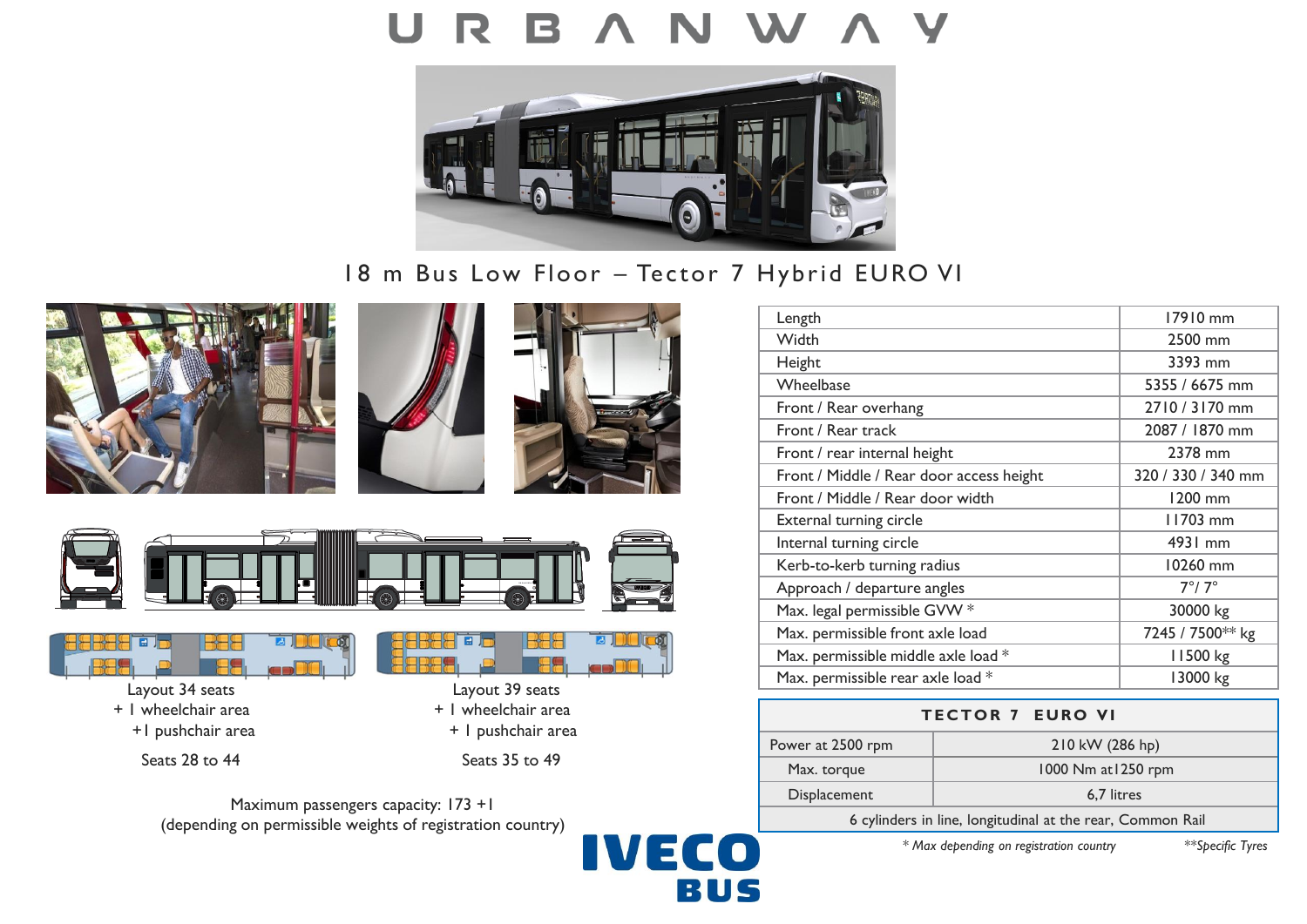# URBANWAY

## 18 m Bus Low Floor – Tector 7 Hybrid EURO VI

| Length | 17910 mm |
|---|---|
| Width | 2500 mm |
| Height | 3393 mm |
| Wheelbase | 5355 / 6675 mm |
| Front / Rear overhang | 2710 / 3170 mm |
| Front / Rear track | 2087 / 1870 mm |
| Front / rear internal height | 2378 mm |
| Front / Middle / Rear door access height | 320 / 330 / 340 mm |
| Front / Middle / Rear door width | 1200 mm |
| External turning circle | 11703 mm |
| Internal turning circle | 4931 mm |
| Kerb-to-kerb turning radius | 10260 mm |
| Approach / departure angles | 7°/ 7° |
| Max. legal permissible GVW * | 30000 kg |
| Max. permissible front axle load | 7245 / 7500** kg |
| Max. permissible middle axle load * | 11500 kg |
| Max. permissible rear axle load * | 13000 kg |

| TECTOR 7 EURO VI | |
|---|---|
| Power at 2500 rpm | 210 kW (286 hp) |
| Max. torque | 1000 Nm at1250 rpm |
| Displacement | 6,7 litres |
| 6 cylinders in line, longitudinal at the rear, Common Rail | |

*\* Max depending on registration country* *\*\*Specific Tyres*

Layout 34 seats
+ 1 wheelchair area
+1 pushchair area

Seats 28 to 44

Layout 39 seats
+ 1 wheelchair area
+ 1 pushchair area

Seats 35 to 49

Maximum passengers capacity: 173 +1
(depending on permissible weights of registration country)

IVECO BUS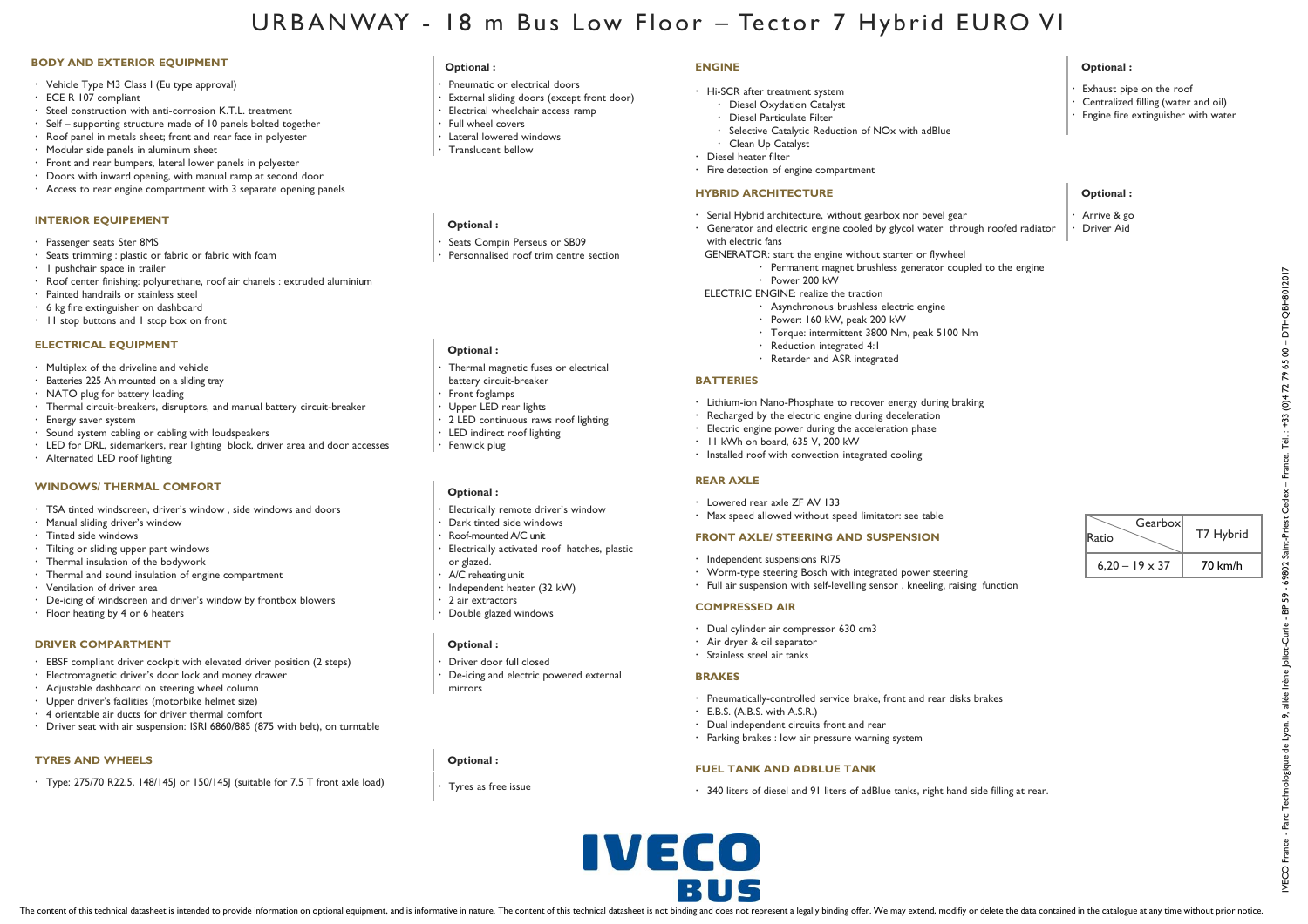# URBANWAY - 18 m Bus Low Floor – Tector 7 Hybrid EURO VI

## BODY AND EXTERIOR EQUIPMENT

- Vehicle Type M3 Class I (Eu type approval)
- ECE R 107 compliant
- Steel construction with anti-corrosion K.T.L. treatment
- Self – supporting structure made of 10 panels bolted together
- Roof panel in metals sheet; front and rear face in polyester
- Modular side panels in aluminum sheet
- Front and rear bumpers, lateral lower panels in polyester
- Doors with inward opening, with manual ramp at second door
- Access to rear engine compartment with 3 separate opening panels

**Optional :**

- Pneumatic or electrical doors
- External sliding doors (except front door)
- Electrical wheelchair access ramp
- Full wheel covers
- Lateral lowered windows
- Translucent bellow

## INTERIOR EQUIPEMENT

- Passenger seats Ster 8MS
- Seats trimming : plastic or fabric or fabric with foam
- 1 pushchair space in trailer
- Roof center finishing: polyurethane, roof air chanels : extruded aluminium
- Painted handrails or stainless steel
- 6 kg fire extinguisher on dashboard
- 11 stop buttons and 1 stop box on front

**Optional :**

- Seats Compin Perseus or SB09
- Personnalised roof trim centre section

## ELECTRICAL EQUIPMENT

- Multiplex of the driveline and vehicle
- Batteries 225 Ah mounted on a sliding tray
- NATO plug for battery loading
- Thermal circuit-breakers, disruptors, and manual battery circuit-breaker
- Energy saver system
- Sound system cabling or cabling with loudspeakers
- LED for DRL, sidemarkers, rear lighting block, driver area and door accesses
- Alternated LED roof lighting

**Optional :**

- Thermal magnetic fuses or electrical battery circuit-breaker
- Front foglamps
- Upper LED rear lights
- 2 LED continuous raws roof lighting
- LED indirect roof lighting
- Fenwick plug

## WINDOWS/ THERMAL COMFORT

- TSA tinted windscreen, driver's window , side windows and doors
- Manual sliding driver's window
- Tinted side windows
- Tilting or sliding upper part windows
- Thermal insulation of the bodywork
- Thermal and sound insulation of engine compartment
- Ventilation of driver area
- De-icing of windscreen and driver's window by frontbox blowers
- Floor heating by 4 or 6 heaters

**Optional :**

- Electrically remote driver's window
- Dark tinted side windows
- Roof-mounted A/C unit
- Electrically activated roof hatches, plastic or glazed.
- A/C reheating unit
- Independent heater (32 kW)
- 2 air extractors
- Double glazed windows

## DRIVER COMPARTMENT

- EBSF compliant driver cockpit with elevated driver position (2 steps)
- Electromagnetic driver's door lock and money drawer
- Adjustable dashboard on steering wheel column
- Upper driver's facilities (motorbike helmet size)
- 4 orientable air ducts for driver thermal comfort
- Driver seat with air suspension: ISRI 6860/885 (875 with belt), on turntable

**Optional :**

- Driver door full closed
- De-icing and electric powered external mirrors

## TYRES AND WHEELS

- Type: 275/70 R22.5, 148/145J or 150/145J (suitable for 7.5 T front axle load)

**Optional :**

- Tyres as free issue

## ENGINE

- Hi-SCR after treatment system
  - Diesel Oxydation Catalyst
  - Diesel Particulate Filter
  - Selective Catalytic Reduction of NOx with adBlue
  - Clean Up Catalyst
- Diesel heater filter
- Fire detection of engine compartment

**Optional :**

- Exhaust pipe on the roof
- Centralized filling (water and oil)
- Engine fire extinguisher with water

## HYBRID ARCHITECTURE

- Serial Hybrid architecture, without gearbox nor bevel gear
- Generator and electric engine cooled by glycol water through roofed radiator with electric fans

GENERATOR: start the engine without starter or flywheel

- Permanent magnet brushless generator coupled to the engine
- Power 200 kW

ELECTRIC ENGINE: realize the traction

- Asynchronous brushless electric engine
- Power: 160 kW, peak 200 kW
- Torque: intermittent 3800 Nm, peak 5100 Nm
- Reduction integrated 4:1
- Retarder and ASR integrated

**Optional :**

- Arrive & go
- Driver Aid

## BATTERIES

- Lithium-ion Nano-Phosphate to recover energy during braking
- Recharged by the electric engine during deceleration
- Electric engine power during the acceleration phase
- 11 kWh on board, 635 V, 200 kW
- Installed roof with convection integrated cooling

## REAR AXLE

- Lowered rear axle ZF AV 133
- Max speed allowed without speed limitator: see table

| Gearbox / Ratio | T7 Hybrid |
|---|---|
| 6,20 – 19 x 37 | 70 km/h |

## FRONT AXLE/ STEERING AND SUSPENSION

- Independent suspensions RI75
- Worm-type steering Bosch with integrated power steering
- Full air suspension with self-levelling sensor , kneeling, raising function

## COMPRESSED AIR

- Dual cylinder air compressor 630 cm3
- Air dryer & oil separator
- Stainless steel air tanks

## BRAKES

- Pneumatically-controlled service brake, front and rear disks brakes
- E.B.S. (A.B.S. with A.S.R.)
- Dual independent circuits front and rear
- Parking brakes : low air pressure warning system

## FUEL TANK AND ADBLUE TANK

- 340 liters of diesel and 91 liters of adBlue tanks, right hand side filling at rear.

IVECO BUS

IVECO France - Parc Technologique de Lyon, 9, allée Irène Joliot-Curie - BP 59 - 69802 Saint-Priest Cedex – France. Tél. : +33 (0)4 72 79 65 00 – DTHQBH8012017

The content of this technical datasheet is intended to provide information on optional equipment, and is informative in nature. The content of this technical datasheet is not binding and does not represent a legally binding offer. We may extend, modify or delete the data contained in the catalogue at any time without prior notice.